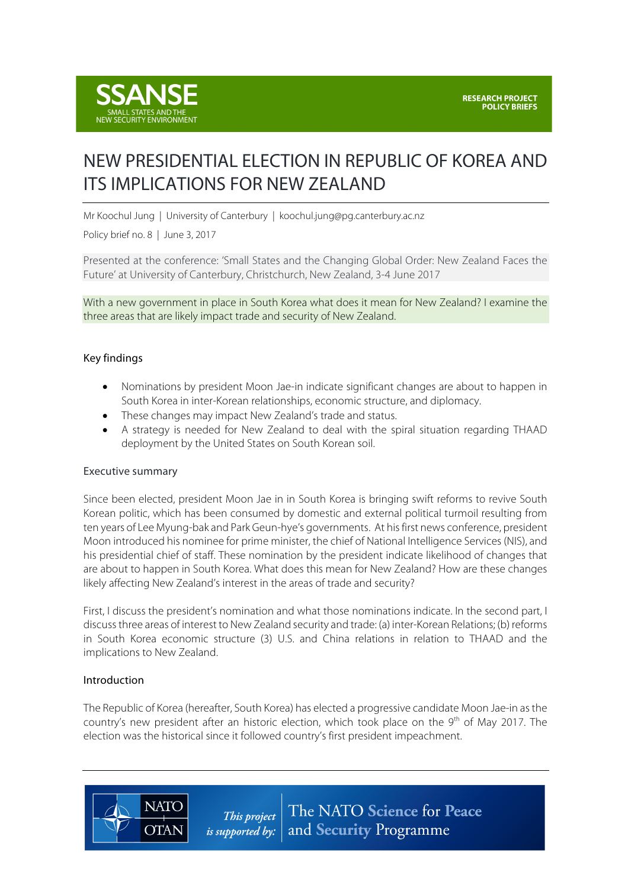SSANSE
SMALL STATES AND THE
NEW SECURITY ENVIRONMENT

RESEARCH PROJECT
POLICY BRIEFS

# NEW PRESIDENTIAL ELECTION IN REPUBLIC OF KOREA AND ITS IMPLICATIONS FOR NEW ZEALAND

Mr Koochul Jung | University of Canterbury | koochul.jung@pg.canterbury.ac.nz

Policy brief no. 8 | June 3, 2017

Presented at the conference: 'Small States and the Changing Global Order: New Zealand Faces the Future' at University of Canterbury, Christchurch, New Zealand, 3-4 June 2017

With a new government in place in South Korea what does it mean for New Zealand? I examine the three areas that are likely impact trade and security of New Zealand.

## Key findings

- Nominations by president Moon Jae-in indicate significant changes are about to happen in South Korea in inter-Korean relationships, economic structure, and diplomacy.
- These changes may impact New Zealand's trade and status.
- A strategy is needed for New Zealand to deal with the spiral situation regarding THAAD deployment by the United States on South Korean soil.

## Executive summary

Since been elected, president Moon Jae in in South Korea is bringing swift reforms to revive South Korean politic, which has been consumed by domestic and external political turmoil resulting from ten years of Lee Myung-bak and Park Geun-hye's governments. At his first news conference, president Moon introduced his nominee for prime minister, the chief of National Intelligence Services (NIS), and his presidential chief of staff. These nomination by the president indicate likelihood of changes that are about to happen in South Korea. What does this mean for New Zealand? How are these changes likely affecting New Zealand's interest in the areas of trade and security?

First, I discuss the president's nomination and what those nominations indicate. In the second part, I discuss three areas of interest to New Zealand security and trade: (a) inter-Korean Relations; (b) reforms in South Korea economic structure (3) U.S. and China relations in relation to THAAD and the implications to New Zealand.

## Introduction

The Republic of Korea (hereafter, South Korea) has elected a progressive candidate Moon Jae-in as the country's new president after an historic election, which took place on the 9th of May 2017. The election was the historical since it followed country's first president impeachment.

This project is supported by: The NATO Science for Peace and Security Programme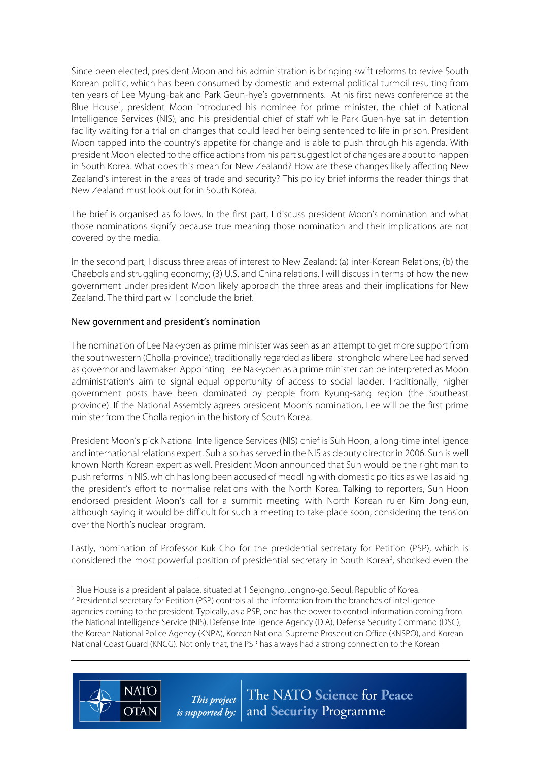Since been elected, president Moon and his administration is bringing swift reforms to revive South Korean politic, which has been consumed by domestic and external political turmoil resulting from ten years of Lee Myung-bak and Park Geun-hye's governments. At his first news conference at the Blue House[1], president Moon introduced his nominee for prime minister, the chief of National Intelligence Services (NIS), and his presidential chief of staff while Park Guen-hye sat in detention facility waiting for a trial on changes that could lead her being sentenced to life in prison. President Moon tapped into the country's appetite for change and is able to push through his agenda. With president Moon elected to the office actions from his part suggest lot of changes are about to happen in South Korea. What does this mean for New Zealand? How are these changes likely affecting New Zealand's interest in the areas of trade and security? This policy brief informs the reader things that New Zealand must look out for in South Korea.

The brief is organised as follows. In the first part, I discuss president Moon's nomination and what those nominations signify because true meaning those nomination and their implications are not covered by the media.

In the second part, I discuss three areas of interest to New Zealand: (a) inter-Korean Relations; (b) the Chaebols and struggling economy; (3) U.S. and China relations. I will discuss in terms of how the new government under president Moon likely approach the three areas and their implications for New Zealand. The third part will conclude the brief.

## New government and president's nomination

The nomination of Lee Nak-yoen as prime minister was seen as an attempt to get more support from the southwestern (Cholla-province), traditionally regarded as liberal stronghold where Lee had served as governor and lawmaker. Appointing Lee Nak-yoen as a prime minister can be interpreted as Moon administration's aim to signal equal opportunity of access to social ladder. Traditionally, higher government posts have been dominated by people from Kyung-sang region (the Southeast province). If the National Assembly agrees president Moon's nomination, Lee will be the first prime minister from the Cholla region in the history of South Korea.

President Moon's pick National Intelligence Services (NIS) chief is Suh Hoon, a long-time intelligence and international relations expert. Suh also has served in the NIS as deputy director in 2006. Suh is well known North Korean expert as well. President Moon announced that Suh would be the right man to push reforms in NIS, which has long been accused of meddling with domestic politics as well as aiding the president's effort to normalise relations with the North Korea. Talking to reporters, Suh Hoon endorsed president Moon's call for a summit meeting with North Korean ruler Kim Jong-eun, although saying it would be difficult for such a meeting to take place soon, considering the tension over the North's nuclear program.

Lastly, nomination of Professor Kuk Cho for the presidential secretary for Petition (PSP), which is considered the most powerful position of presidential secretary in South Korea[2], shocked even the

---

[1] Blue House is a presidential palace, situated at 1 Sejongno, Jongno-go, Seoul, Republic of Korea.

[2] Presidential secretary for Petition (PSP) controls all the information from the branches of intelligence agencies coming to the president. Typically, as a PSP, one has the power to control information coming from the National Intelligence Service (NIS), Defense Intelligence Agency (DIA), Defense Security Command (DSC), the Korean National Police Agency (KNPA), Korean National Supreme Prosecution Office (KNSPO), and Korean National Coast Guard (KNCG). Not only that, the PSP has always had a strong connection to the Korean

This project is supported by: The NATO Science for Peace and Security Programme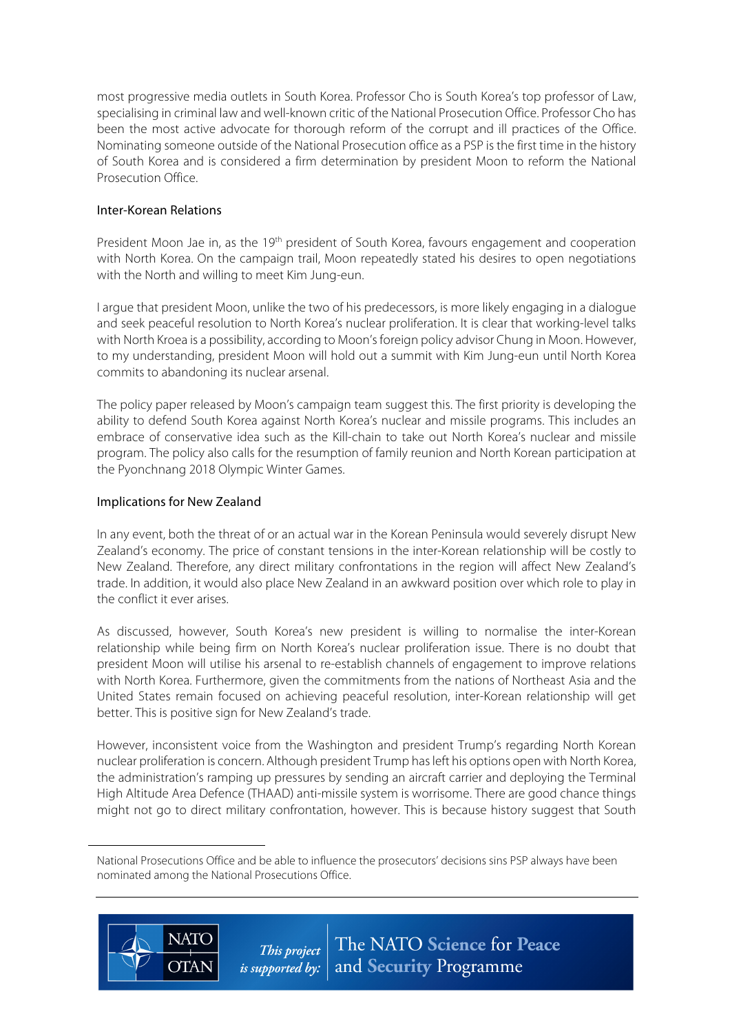most progressive media outlets in South Korea. Professor Cho is South Korea's top professor of Law, specialising in criminal law and well-known critic of the National Prosecution Office. Professor Cho has been the most active advocate for thorough reform of the corrupt and ill practices of the Office. Nominating someone outside of the National Prosecution office as a PSP is the first time in the history of South Korea and is considered a firm determination by president Moon to reform the National Prosecution Office.

## Inter-Korean Relations

President Moon Jae in, as the 19th president of South Korea, favours engagement and cooperation with North Korea. On the campaign trail, Moon repeatedly stated his desires to open negotiations with the North and willing to meet Kim Jung-eun.

I argue that president Moon, unlike the two of his predecessors, is more likely engaging in a dialogue and seek peaceful resolution to North Korea's nuclear proliferation. It is clear that working-level talks with North Kroea is a possibility, according to Moon's foreign policy advisor Chung in Moon. However, to my understanding, president Moon will hold out a summit with Kim Jung-eun until North Korea commits to abandoning its nuclear arsenal.

The policy paper released by Moon's campaign team suggest this. The first priority is developing the ability to defend South Korea against North Korea's nuclear and missile programs. This includes an embrace of conservative idea such as the Kill-chain to take out North Korea's nuclear and missile program. The policy also calls for the resumption of family reunion and North Korean participation at the Pyonchnang 2018 Olympic Winter Games.

## Implications for New Zealand

In any event, both the threat of or an actual war in the Korean Peninsula would severely disrupt New Zealand's economy. The price of constant tensions in the inter-Korean relationship will be costly to New Zealand. Therefore, any direct military confrontations in the region will affect New Zealand's trade. In addition, it would also place New Zealand in an awkward position over which role to play in the conflict it ever arises.

As discussed, however, South Korea's new president is willing to normalise the inter-Korean relationship while being firm on North Korea's nuclear proliferation issue. There is no doubt that president Moon will utilise his arsenal to re-establish channels of engagement to improve relations with North Korea. Furthermore, given the commitments from the nations of Northeast Asia and the United States remain focused on achieving peaceful resolution, inter-Korean relationship will get better. This is positive sign for New Zealand's trade.

However, inconsistent voice from the Washington and president Trump's regarding North Korean nuclear proliferation is concern. Although president Trump has left his options open with North Korea, the administration's ramping up pressures by sending an aircraft carrier and deploying the Terminal High Altitude Area Defence (THAAD) anti-missile system is worrisome. There are good chance things might not go to direct military confrontation, however. This is because history suggest that South

---

National Prosecutions Office and be able to influence the prosecutors' decisions sins PSP always have been nominated among the National Prosecutions Office.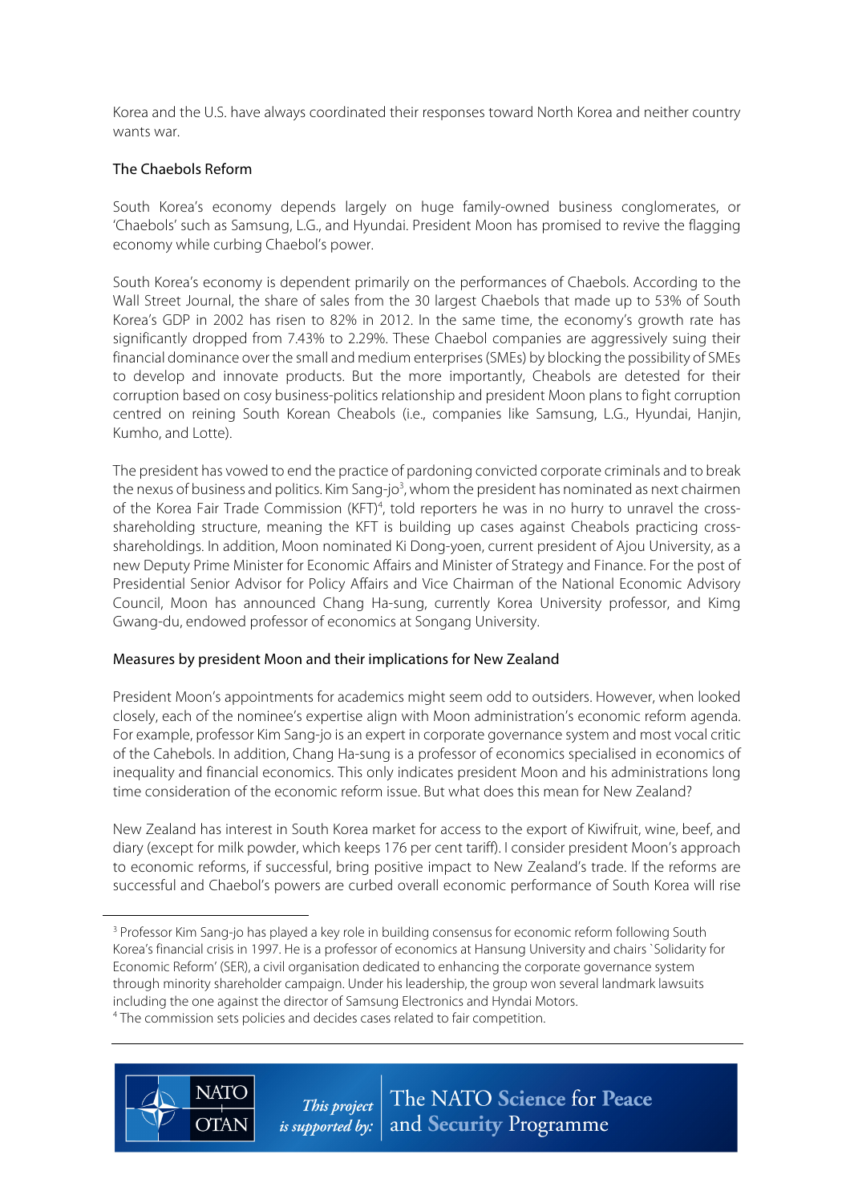Korea and the U.S. have always coordinated their responses toward North Korea and neither country wants war.

## The Chaebols Reform

South Korea's economy depends largely on huge family-owned business conglomerates, or 'Chaebols' such as Samsung, L.G., and Hyundai. President Moon has promised to revive the flagging economy while curbing Chaebol's power.

South Korea's economy is dependent primarily on the performances of Chaebols. According to the Wall Street Journal, the share of sales from the 30 largest Chaebols that made up to 53% of South Korea's GDP in 2002 has risen to 82% in 2012. In the same time, the economy's growth rate has significantly dropped from 7.43% to 2.29%. These Chaebol companies are aggressively suing their financial dominance over the small and medium enterprises (SMEs) by blocking the possibility of SMEs to develop and innovate products. But the more importantly, Cheabols are detested for their corruption based on cosy business-politics relationship and president Moon plans to fight corruption centred on reining South Korean Cheabols (i.e., companies like Samsung, L.G., Hyundai, Hanjin, Kumho, and Lotte).

The president has vowed to end the practice of pardoning convicted corporate criminals and to break the nexus of business and politics. Kim Sang-jo[3], whom the president has nominated as next chairmen of the Korea Fair Trade Commission (KFT)[4], told reporters he was in no hurry to unravel the cross-shareholding structure, meaning the KFT is building up cases against Cheabols practicing cross-shareholdings. In addition, Moon nominated Ki Dong-yoen, current president of Ajou University, as a new Deputy Prime Minister for Economic Affairs and Minister of Strategy and Finance. For the post of Presidential Senior Advisor for Policy Affairs and Vice Chairman of the National Economic Advisory Council, Moon has announced Chang Ha-sung, currently Korea University professor, and Kimg Gwang-du, endowed professor of economics at Songang University.

## Measures by president Moon and their implications for New Zealand

President Moon's appointments for academics might seem odd to outsiders. However, when looked closely, each of the nominee's expertise align with Moon administration's economic reform agenda. For example, professor Kim Sang-jo is an expert in corporate governance system and most vocal critic of the Cahebols. In addition, Chang Ha-sung is a professor of economics specialised in economics of inequality and financial economics. This only indicates president Moon and his administrations long time consideration of the economic reform issue. But what does this mean for New Zealand?

New Zealand has interest in South Korea market for access to the export of Kiwifruit, wine, beef, and diary (except for milk powder, which keeps 176 per cent tariff). I consider president Moon's approach to economic reforms, if successful, bring positive impact to New Zealand's trade. If the reforms are successful and Chaebol's powers are curbed overall economic performance of South Korea will rise

---

[3] Professor Kim Sang-jo has played a key role in building consensus for economic reform following South Korea's financial crisis in 1997. He is a professor of economics at Hansung University and chairs `Solidarity for Economic Reform' (SER), a civil organisation dedicated to enhancing the corporate governance system through minority shareholder campaign. Under his leadership, the group won several landmark lawsuits including the one against the director of Samsung Electronics and Hyndai Motors.

[4] The commission sets policies and decides cases related to fair competition.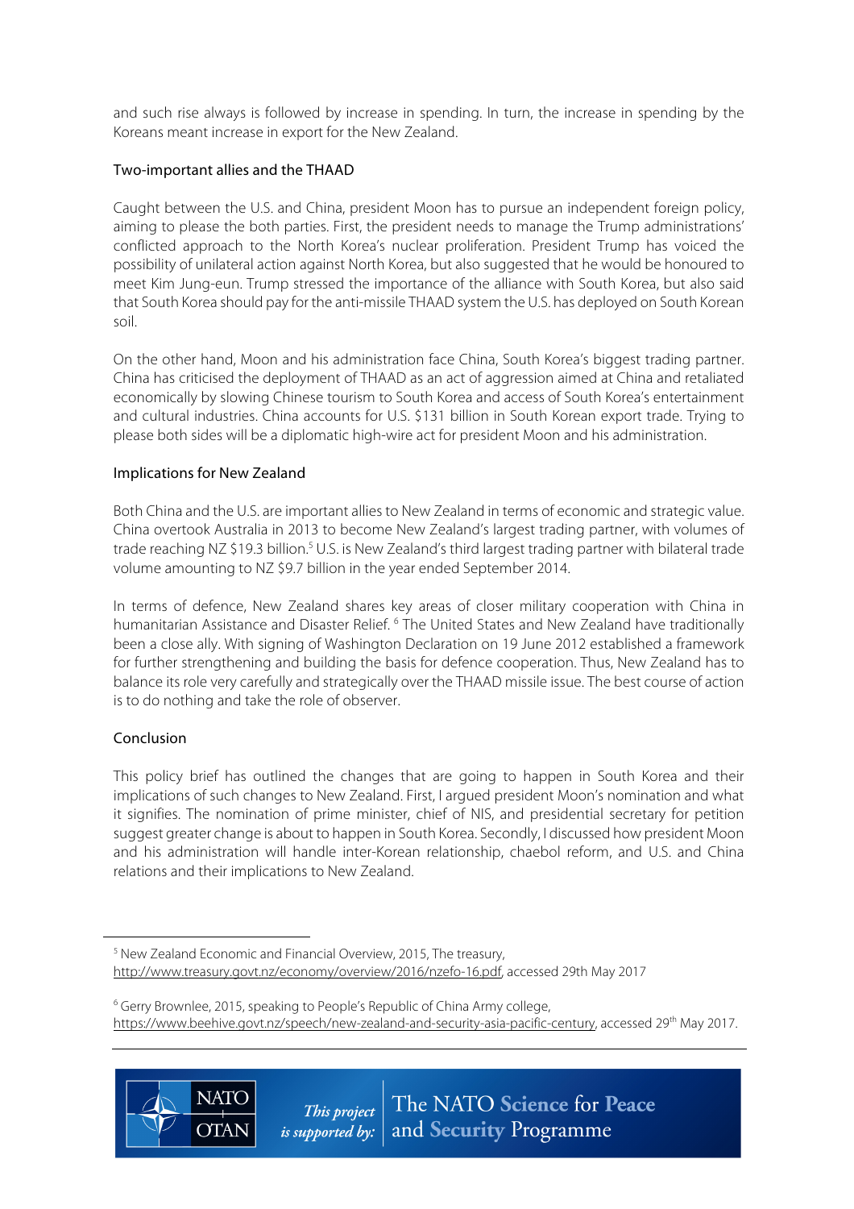and such rise always is followed by increase in spending. In turn, the increase in spending by the Koreans meant increase in export for the New Zealand.

## Two-important allies and the THAAD

Caught between the U.S. and China, president Moon has to pursue an independent foreign policy, aiming to please the both parties. First, the president needs to manage the Trump administrations' conflicted approach to the North Korea's nuclear proliferation. President Trump has voiced the possibility of unilateral action against North Korea, but also suggested that he would be honoured to meet Kim Jung-eun. Trump stressed the importance of the alliance with South Korea, but also said that South Korea should pay for the anti-missile THAAD system the U.S. has deployed on South Korean soil.

On the other hand, Moon and his administration face China, South Korea's biggest trading partner. China has criticised the deployment of THAAD as an act of aggression aimed at China and retaliated economically by slowing Chinese tourism to South Korea and access of South Korea's entertainment and cultural industries. China accounts for U.S. $131 billion in South Korean export trade. Trying to please both sides will be a diplomatic high-wire act for president Moon and his administration.

## Implications for New Zealand

Both China and the U.S. are important allies to New Zealand in terms of economic and strategic value. China overtook Australia in 2013 to become New Zealand's largest trading partner, with volumes of trade reaching NZ $19.3 billion.[5] U.S. is New Zealand's third largest trading partner with bilateral trade volume amounting to NZ $9.7 billion in the year ended September 2014.

In terms of defence, New Zealand shares key areas of closer military cooperation with China in humanitarian Assistance and Disaster Relief.[6] The United States and New Zealand have traditionally been a close ally. With signing of Washington Declaration on 19 June 2012 established a framework for further strengthening and building the basis for defence cooperation. Thus, New Zealand has to balance its role very carefully and strategically over the THAAD missile issue. The best course of action is to do nothing and take the role of observer.

## Conclusion

This policy brief has outlined the changes that are going to happen in South Korea and their implications of such changes to New Zealand. First, I argued president Moon's nomination and what it signifies. The nomination of prime minister, chief of NIS, and presidential secretary for petition suggest greater change is about to happen in South Korea. Secondly, I discussed how president Moon and his administration will handle inter-Korean relationship, chaebol reform, and U.S. and China relations and their implications to New Zealand.

---

[5] New Zealand Economic and Financial Overview, 2015, The treasury, http://www.treasury.govt.nz/economy/overview/2016/nzefo-16.pdf, accessed 29th May 2017

[6] Gerry Brownlee, 2015, speaking to People's Republic of China Army college, https://www.beehive.govt.nz/speech/new-zealand-and-security-asia-pacific-century, accessed 29th May 2017.

NATO OTAN — This project is supported by: The NATO Science for Peace and Security Programme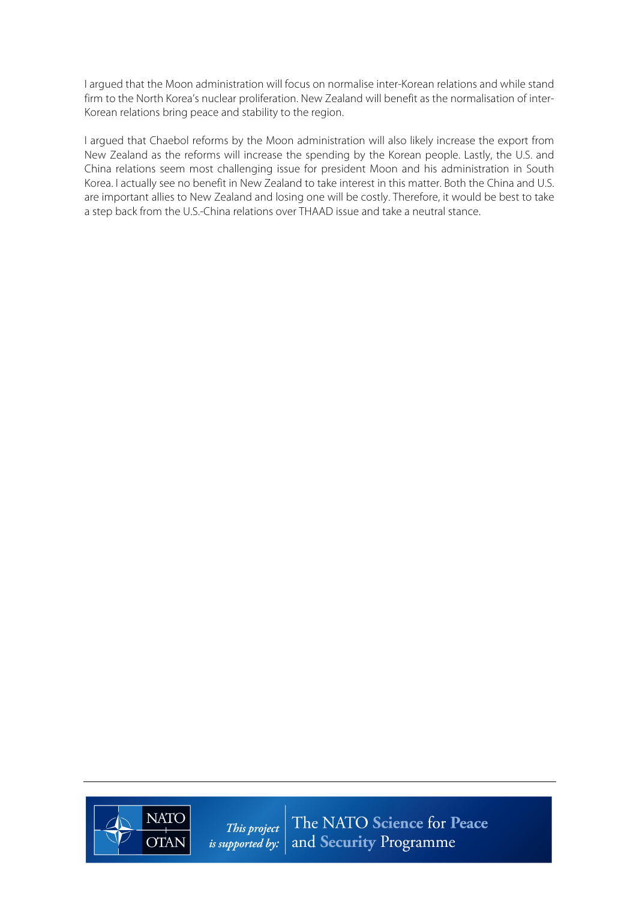I argued that the Moon administration will focus on normalise inter-Korean relations and while stand firm to the North Korea's nuclear proliferation. New Zealand will benefit as the normalisation of inter-Korean relations bring peace and stability to the region.

I argued that Chaebol reforms by the Moon administration will also likely increase the export from New Zealand as the reforms will increase the spending by the Korean people. Lastly, the U.S. and China relations seem most challenging issue for president Moon and his administration in South Korea. I actually see no benefit in New Zealand to take interest in this matter. Both the China and U.S. are important allies to New Zealand and losing one will be costly. Therefore, it would be best to take a step back from the U.S.-China relations over THAAD issue and take a neutral stance.